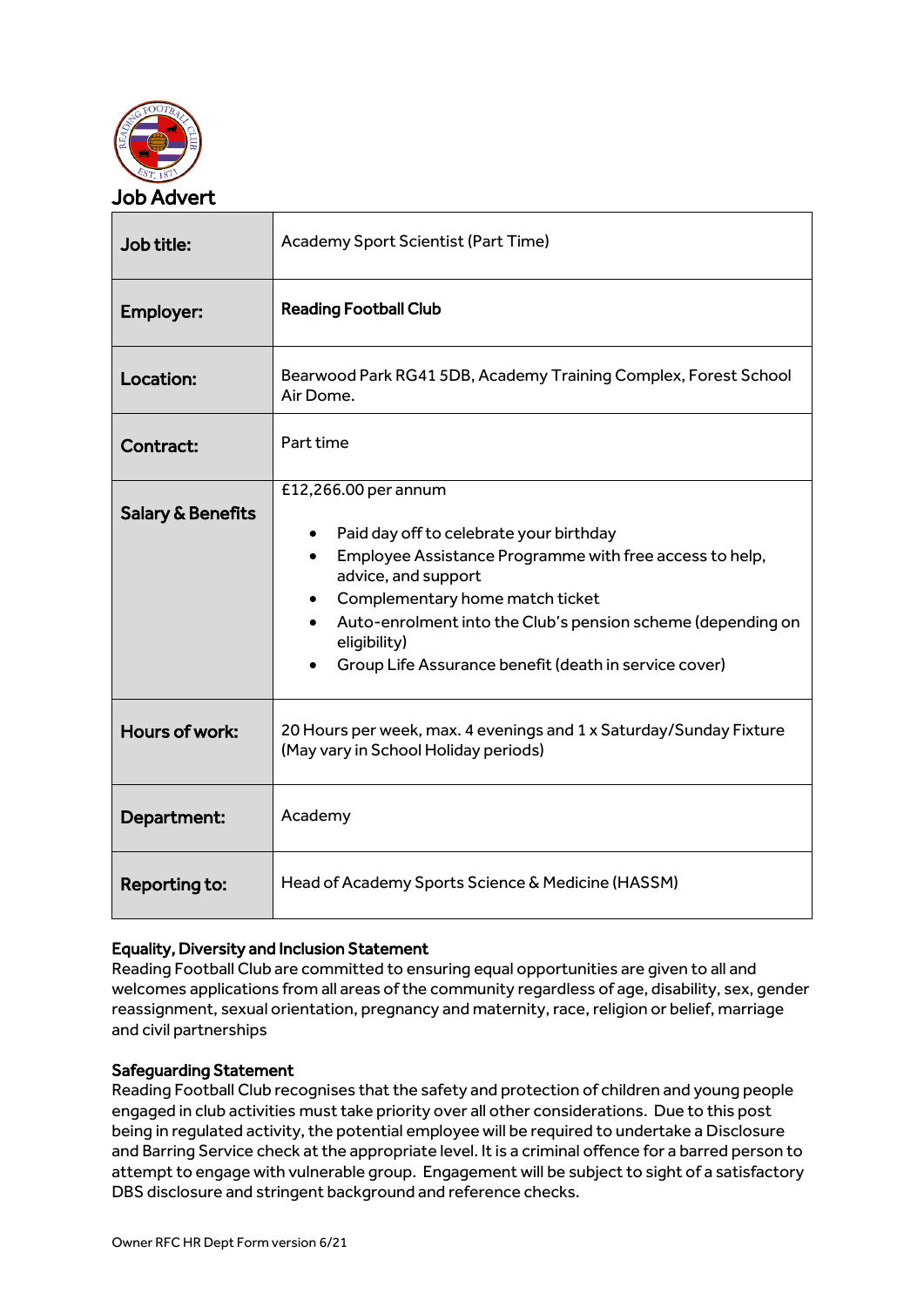# Job Advert

| Job title: | Academy Sport Scientist (Part Time) |
|---|---|
| Employer: | **Reading Football Club** |
| Location: | Bearwood Park RG41 5DB, Academy Training Complex, Forest School Air Dome. |
| Contract: | Part time |
| Salary & Benefits | £12,266.00 per annum<br>• Paid day off to celebrate your birthday<br>• Employee Assistance Programme with free access to help, advice, and support<br>• Complementary home match ticket<br>• Auto-enrolment into the Club's pension scheme (depending on eligibility)<br>• Group Life Assurance benefit (death in service cover) |
| Hours of work: | 20 Hours per week, max. 4 evenings and 1 x Saturday/Sunday Fixture (May vary in School Holiday periods) |
| Department: | Academy |
| Reporting to: | Head of Academy Sports Science & Medicine (HASSM) |

**Equality, Diversity and Inclusion Statement**

Reading Football Club are committed to ensuring equal opportunities are given to all and welcomes applications from all areas of the community regardless of age, disability, sex, gender reassignment, sexual orientation, pregnancy and maternity, race, religion or belief, marriage and civil partnerships

**Safeguarding Statement**

Reading Football Club recognises that the safety and protection of children and young people engaged in club activities must take priority over all other considerations. Due to this post being in regulated activity, the potential employee will be required to undertake a Disclosure and Barring Service check at the appropriate level. It is a criminal offence for a barred person to attempt to engage with vulnerable group. Engagement will be subject to sight of a satisfactory DBS disclosure and stringent background and reference checks.

Owner RFC HR Dept Form version 6/21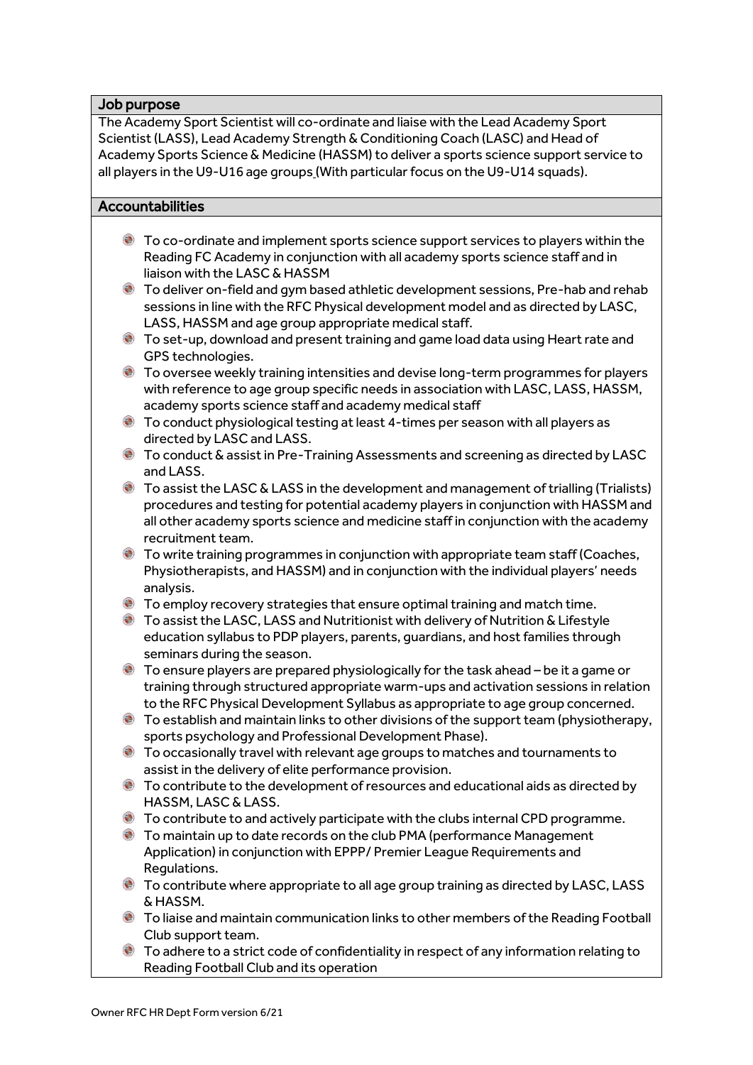## Job purpose

The Academy Sport Scientist will co-ordinate and liaise with the Lead Academy Sport Scientist (LASS), Lead Academy Strength & Conditioning Coach (LASC) and Head of Academy Sports Science & Medicine (HASSM) to deliver a sports science support service to all players in the U9-U16 age groups (With particular focus on the U9-U14 squads).

## Accountabilities

- To co-ordinate and implement sports science support services to players within the Reading FC Academy in conjunction with all academy sports science staff and in liaison with the LASC & HASSM
- To deliver on-field and gym based athletic development sessions, Pre-hab and rehab sessions in line with the RFC Physical development model and as directed by LASC, LASS, HASSM and age group appropriate medical staff.
- To set-up, download and present training and game load data using Heart rate and GPS technologies.
- To oversee weekly training intensities and devise long-term programmes for players with reference to age group specific needs in association with LASC, LASS, HASSM, academy sports science staff and academy medical staff
- To conduct physiological testing at least 4-times per season with all players as directed by LASC and LASS.
- To conduct & assist in Pre-Training Assessments and screening as directed by LASC and LASS.
- To assist the LASC & LASS in the development and management of trialling (Trialists) procedures and testing for potential academy players in conjunction with HASSM and all other academy sports science and medicine staff in conjunction with the academy recruitment team.
- To write training programmes in conjunction with appropriate team staff (Coaches, Physiotherapists, and HASSM) and in conjunction with the individual players' needs analysis.
- To employ recovery strategies that ensure optimal training and match time.
- To assist the LASC, LASS and Nutritionist with delivery of Nutrition & Lifestyle education syllabus to PDP players, parents, guardians, and host families through seminars during the season.
- To ensure players are prepared physiologically for the task ahead – be it a game or training through structured appropriate warm-ups and activation sessions in relation to the RFC Physical Development Syllabus as appropriate to age group concerned.
- To establish and maintain links to other divisions of the support team (physiotherapy, sports psychology and Professional Development Phase).
- To occasionally travel with relevant age groups to matches and tournaments to assist in the delivery of elite performance provision.
- To contribute to the development of resources and educational aids as directed by HASSM, LASC & LASS.
- To contribute to and actively participate with the clubs internal CPD programme.
- To maintain up to date records on the club PMA (performance Management Application) in conjunction with EPPP/ Premier League Requirements and Regulations.
- To contribute where appropriate to all age group training as directed by LASC, LASS & HASSM.
- To liaise and maintain communication links to other members of the Reading Football Club support team.
- To adhere to a strict code of confidentiality in respect of any information relating to Reading Football Club and its operation

Owner RFC HR Dept Form version 6/21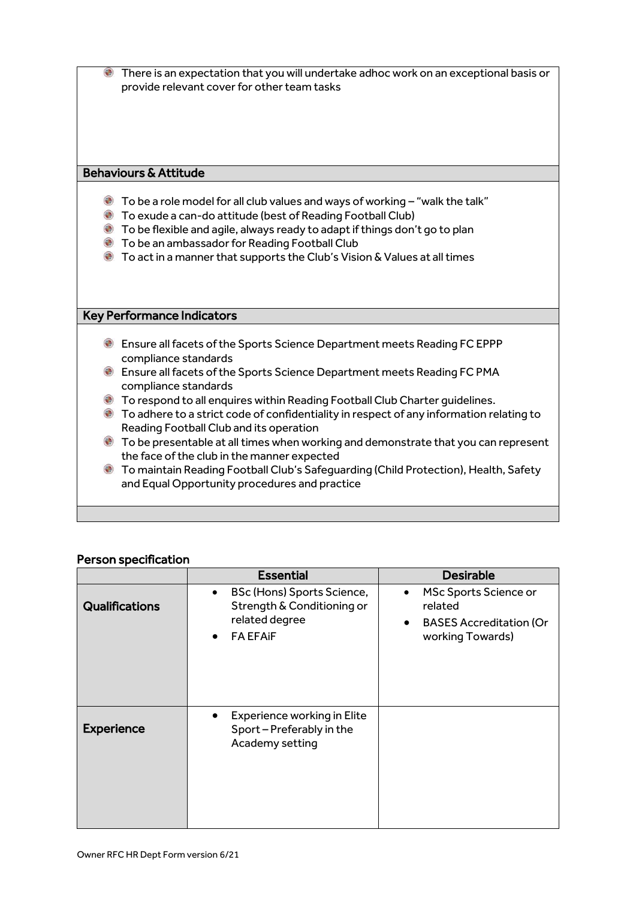- There is an expectation that you will undertake adhoc work on an exceptional basis or provide relevant cover for other team tasks

## Behaviours & Attitude

- To be a role model for all club values and ways of working – "walk the talk"
- To exude a can-do attitude (best of Reading Football Club)
- To be flexible and agile, always ready to adapt if things don't go to plan
- To be an ambassador for Reading Football Club
- To act in a manner that supports the Club's Vision & Values at all times

## Key Performance Indicators

- Ensure all facets of the Sports Science Department meets Reading FC EPPP compliance standards
- Ensure all facets of the Sports Science Department meets Reading FC PMA compliance standards
- To respond to all enquires within Reading Football Club Charter guidelines.
- To adhere to a strict code of confidentiality in respect of any information relating to Reading Football Club and its operation
- To be presentable at all times when working and demonstrate that you can represent the face of the club in the manner expected
- To maintain Reading Football Club's Safeguarding (Child Protection), Health, Safety and Equal Opportunity procedures and practice

## Person specification

| | Essential | Desirable |
|---|---|---|
| **Qualifications** | • BSc (Hons) Sports Science, Strength & Conditioning or related degree<br>• FA EFAiF | • MSc Sports Science or related<br>• BASES Accreditation (Or working Towards) |
| **Experience** | • Experience working in Elite Sport – Preferably in the Academy setting | |

Owner RFC HR Dept Form version 6/21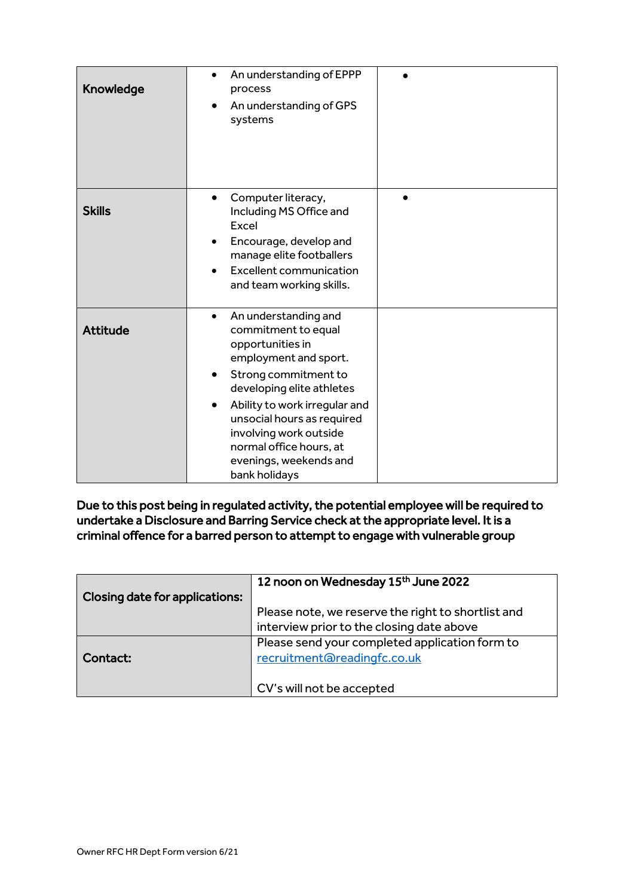| | | |
|---|---|---|
| **Knowledge** | • An understanding of EPPP process<br>• An understanding of GPS systems | • |
| **Skills** | • Computer literacy, Including MS Office and Excel<br>• Encourage, develop and manage elite footballers<br>• Excellent communication and team working skills. | • |
| **Attitude** | • An understanding and commitment to equal opportunities in employment and sport.<br>• Strong commitment to developing elite athletes<br>• Ability to work irregular and unsocial hours as required involving work outside normal office hours, at evenings, weekends and bank holidays | |

**Due to this post being in regulated activity, the potential employee will be required to undertake a Disclosure and Barring Service check at the appropriate level. It is a criminal offence for a barred person to attempt to engage with vulnerable group**

| | |
|---|---|
| **Closing date for applications:** | **12 noon on Wednesday 15th June 2022**<br><br>Please note, we reserve the right to shortlist and interview prior to the closing date above |
| **Contact:** | Please send your completed application form to recruitment@readingfc.co.uk<br><br>CV's will not be accepted |

Owner RFC HR Dept Form version 6/21